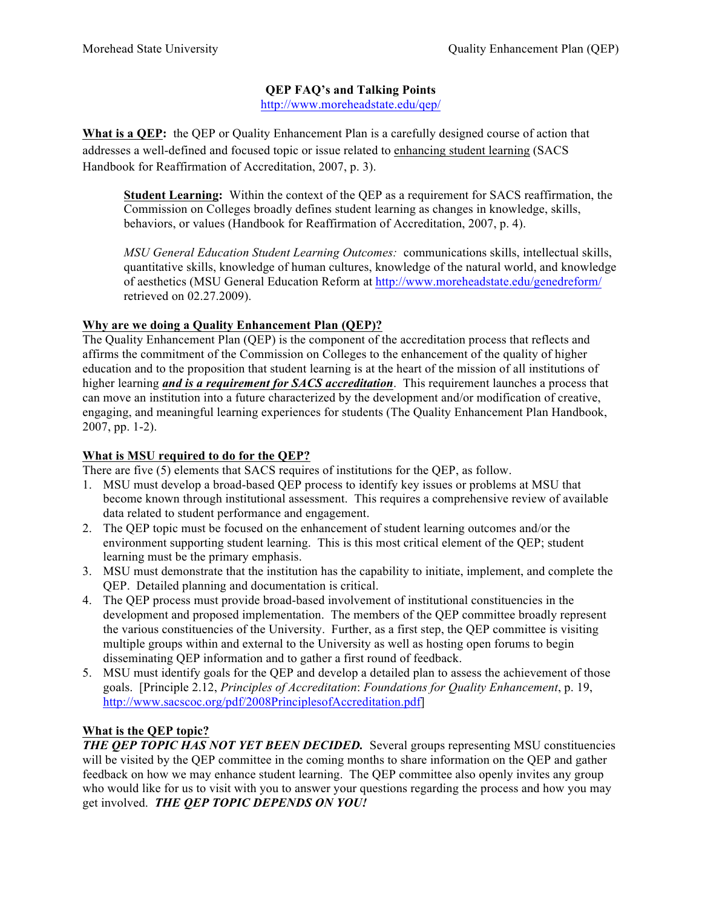# QEP FAQ's and Talking Points

http://www.moreheadstate.edu/qep/

**<u>What is a QEP</u>:** the QEP or Quality Enhancement Plan is a carefully designed course of action that addresses a well-defined and focused topic or issue related to <u>enhancing student learning</u> (SACS Handbook for Reaffirmation of Accreditation, 2007, p. 3).

> **<u>Student Learning</u>:** Within the context of the QEP as a requirement for SACS reaffirmation, the Commission on Colleges broadly defines student learning as changes in knowledge, skills, behaviors, or values (Handbook for Reaffirmation of Accreditation, 2007, p. 4).
>
> *MSU General Education Student Learning Outcomes:* communications skills, intellectual skills, quantitative skills, knowledge of human cultures, knowledge of the natural world, and knowledge of aesthetics (MSU General Education Reform at http://www.moreheadstate.edu/genedreform/ retrieved on 02.27.2009).

**<u>Why are we doing a Quality Enhancement Plan (QEP)?</u>**

The Quality Enhancement Plan (QEP) is the component of the accreditation process that reflects and affirms the commitment of the Commission on Colleges to the enhancement of the quality of higher education and to the proposition that student learning is at the heart of the mission of all institutions of higher learning ***<u>and is a requirement for SACS accreditation</u>***. This requirement launches a process that can move an institution into a future characterized by the development and/or modification of creative, engaging, and meaningful learning experiences for students (The Quality Enhancement Plan Handbook, 2007, pp. 1-2).

**<u>What is MSU required to do for the QEP?</u>**

There are five (5) elements that SACS requires of institutions for the QEP, as follow.

1. MSU must develop a broad-based QEP process to identify key issues or problems at MSU that become known through institutional assessment. This requires a comprehensive review of available data related to student performance and engagement.
2. The QEP topic must be focused on the enhancement of student learning outcomes and/or the environment supporting student learning. This is this most critical element of the QEP; student learning must be the primary emphasis.
3. MSU must demonstrate that the institution has the capability to initiate, implement, and complete the QEP. Detailed planning and documentation is critical.
4. The QEP process must provide broad-based involvement of institutional constituencies in the development and proposed implementation. The members of the QEP committee broadly represent the various constituencies of the University. Further, as a first step, the QEP committee is visiting multiple groups within and external to the University as well as hosting open forums to begin disseminating QEP information and to gather a first round of feedback.
5. MSU must identify goals for the QEP and develop a detailed plan to assess the achievement of those goals. [Principle 2.12, *Principles of Accreditation*: *Foundations for Quality Enhancement*, p. 19, http://www.sacscoc.org/pdf/2008PrinciplesofAccreditation.pdf]

**<u>What is the QEP topic?</u>**

***THE QEP TOPIC HAS NOT YET BEEN DECIDED.*** Several groups representing MSU constituencies will be visited by the QEP committee in the coming months to share information on the QEP and gather feedback on how we may enhance student learning. The QEP committee also openly invites any group who would like for us to visit with you to answer your questions regarding the process and how you may get involved. ***THE QEP TOPIC DEPENDS ON YOU!***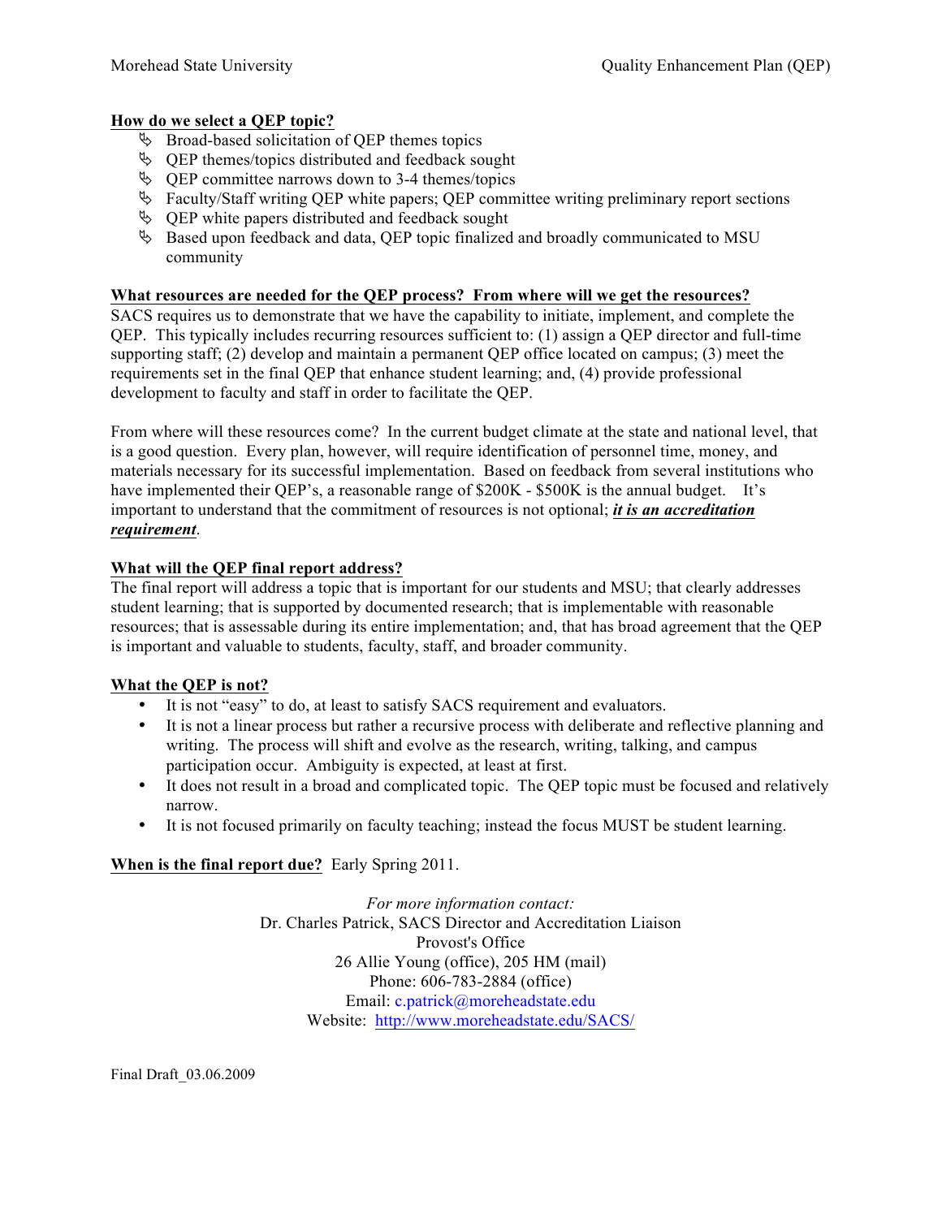**How do we select a QEP topic?**

- Broad-based solicitation of QEP themes topics
- QEP themes/topics distributed and feedback sought
- QEP committee narrows down to 3-4 themes/topics
- Faculty/Staff writing QEP white papers; QEP committee writing preliminary report sections
- QEP white papers distributed and feedback sought
- Based upon feedback and data, QEP topic finalized and broadly communicated to MSU community

**What resources are needed for the QEP process? From where will we get the resources?**

SACS requires us to demonstrate that we have the capability to initiate, implement, and complete the QEP. This typically includes recurring resources sufficient to: (1) assign a QEP director and full-time supporting staff; (2) develop and maintain a permanent QEP office located on campus; (3) meet the requirements set in the final QEP that enhance student learning; and, (4) provide professional development to faculty and staff in order to facilitate the QEP.

From where will these resources come? In the current budget climate at the state and national level, that is a good question. Every plan, however, will require identification of personnel time, money, and materials necessary for its successful implementation. Based on feedback from several institutions who have implemented their QEP's, a reasonable range of $200K - $500K is the annual budget. It's important to understand that the commitment of resources is not optional; ***it is an accreditation requirement***.

**What will the QEP final report address?**

The final report will address a topic that is important for our students and MSU; that clearly addresses student learning; that is supported by documented research; that is implementable with reasonable resources; that is assessable during its entire implementation; and, that has broad agreement that the QEP is important and valuable to students, faculty, staff, and broader community.

**What the QEP is not?**

- It is not "easy" to do, at least to satisfy SACS requirement and evaluators.
- It is not a linear process but rather a recursive process with deliberate and reflective planning and writing. The process will shift and evolve as the research, writing, talking, and campus participation occur. Ambiguity is expected, at least at first.
- It does not result in a broad and complicated topic. The QEP topic must be focused and relatively narrow.
- It is not focused primarily on faculty teaching; instead the focus MUST be student learning.

**When is the final report due?** Early Spring 2011.

*For more information contact:*
Dr. Charles Patrick, SACS Director and Accreditation Liaison
Provost's Office
26 Allie Young (office), 205 HM (mail)
Phone: 606-783-2884 (office)
Email: c.patrick@moreheadstate.edu
Website: http://www.moreheadstate.edu/SACS/

Final Draft_03.06.2009